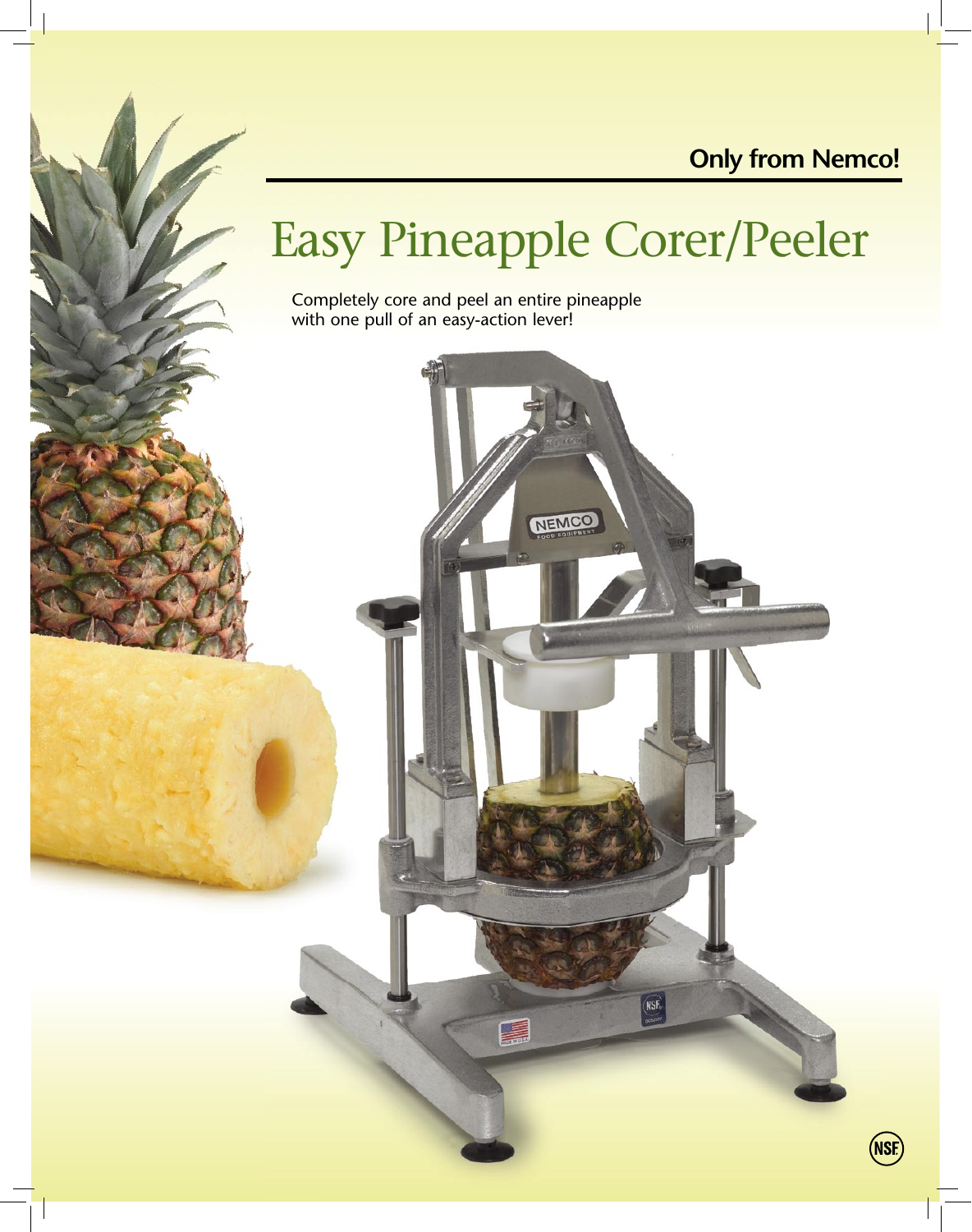**Only from Nemco!**

# Easy Pineapple Corer/Peeler

Completely core and peel an entire pineapple with one pull of an easy-action lever!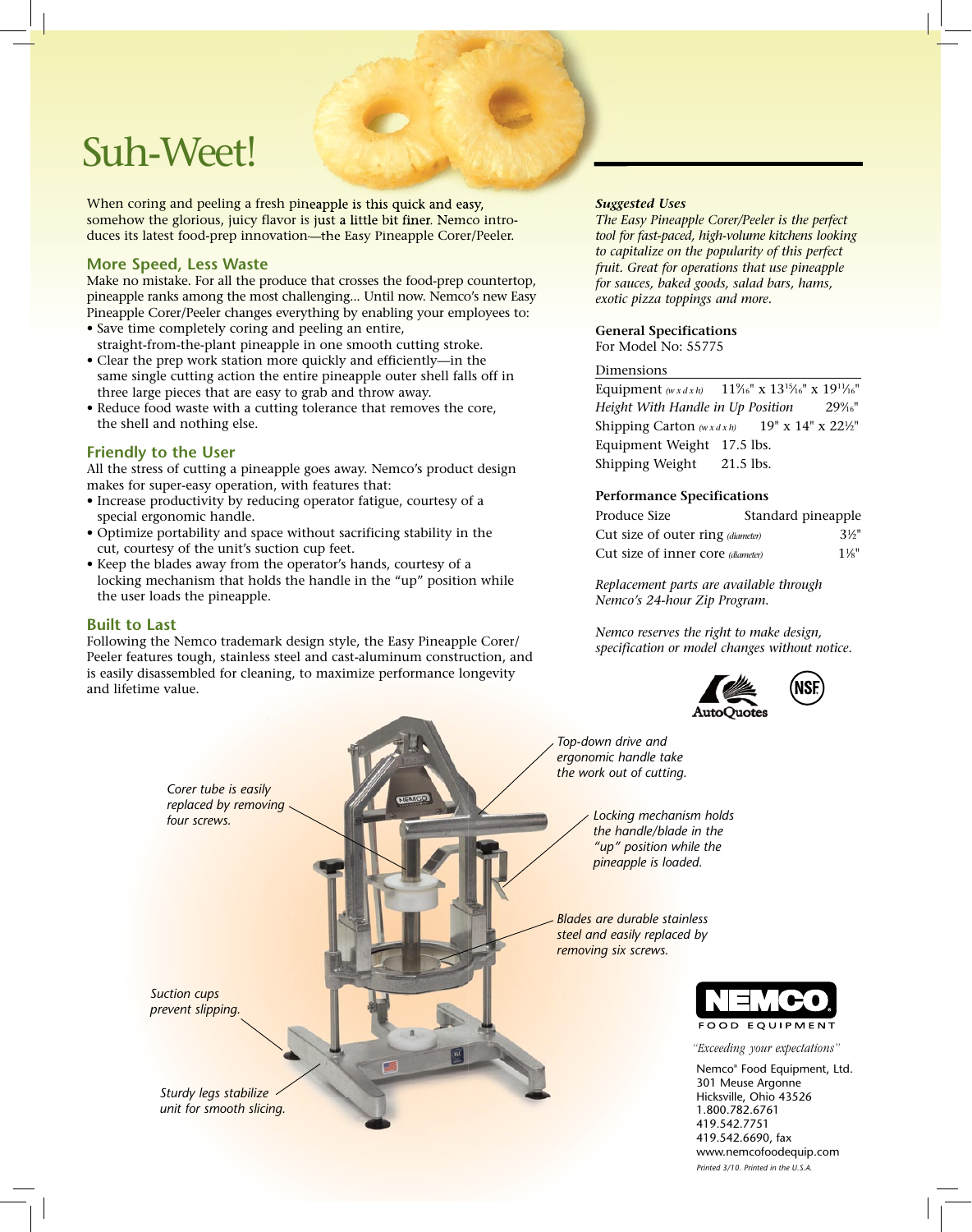# Suh-Weet!

When coring and peeling a fresh pineapple is this quick and easy, somehow the glorious, juicy flavor is just a little bit finer. Nemco introduces its latest food-prep innovation—the Easy Pineapple Corer/Peeler.

## More Speed, Less Waste

Make no mistake. For all the produce that crosses the food-prep countertop, pineapple ranks among the most challenging... Until now. Nemco's new Easy Pineapple Corer/Peeler changes everything by enabling your employees to:

- Save time completely coring and peeling an entire, straight-from-the-plant pineapple in one smooth cutting stroke.
- Clear the prep work station more quickly and efficiently—in the same single cutting action the entire pineapple outer shell falls off in three large pieces that are easy to grab and throw away.
- Reduce food waste with a cutting tolerance that removes the core, the shell and nothing else.

## Friendly to the User

All the stress of cutting a pineapple goes away. Nemco's product design makes for super-easy operation, with features that:

- Increase productivity by reducing operator fatigue, courtesy of a special ergonomic handle.
- Optimize portability and space without sacrificing stability in the cut, courtesy of the unit's suction cup feet.
- Keep the blades away from the operator's hands, courtesy of a locking mechanism that holds the handle in the "up" position while the user loads the pineapple.

## Built to Last

Following the Nemco trademark design style, the Easy Pineapple Corer/Peeler features tough, stainless steel and cast-aluminum construction, and is easily disassembled for cleaning, to maximize performance longevity and lifetime value.

***Suggested Uses***

*The Easy Pineapple Corer/Peeler is the perfect tool for fast-paced, high-volume kitchens looking to capitalize on the popularity of this perfect fruit. Great for operations that use pineapple for sauces, baked goods, salad bars, hams, exotic pizza toppings and more.*

**General Specifications**
For Model No: 55775

| Dimensions | |
|---|---|
| Equipment *(w x d x h)* | 11⁹⁄₁₆" x 13¹⁵⁄₁₆" x 19¹¹⁄₁₆" |
| *Height With Handle in Up Position* | 29⁹⁄₁₆" |
| Shipping Carton *(w x d x h)* | 19" x 14" x 22½" |
| Equipment Weight | 17.5 lbs. |
| Shipping Weight | 21.5 lbs. |

**Performance Specifications**

| | |
|---|---|
| Produce Size | Standard pineapple |
| Cut size of outer ring *(diameter)* | 3½" |
| Cut size of inner core *(diameter)* | 1⅛" |

*Replacement parts are available through Nemco's 24-hour Zip Program.*

*Nemco reserves the right to make design, specification or model changes without notice.*

AutoQuotes

NSF

*Corer tube is easily replaced by removing four screws.*

*Top-down drive and ergonomic handle take the work out of cutting.*

*Locking mechanism holds the handle/blade in the "up" position while the pineapple is loaded.*

*Blades are durable stainless steel and easily replaced by removing six screws.*

*Suction cups prevent slipping.*

*Sturdy legs stabilize unit for smooth slicing.*

NEMCO
FOOD EQUIPMENT

*"Exceeding your expectations"*

Nemco® Food Equipment, Ltd.
301 Meuse Argonne
Hicksville, Ohio 43526
1.800.782.6761
419.542.7751
419.542.6690, fax
www.nemcofoodequip.com

*Printed 3/10. Printed in the U.S.A.*